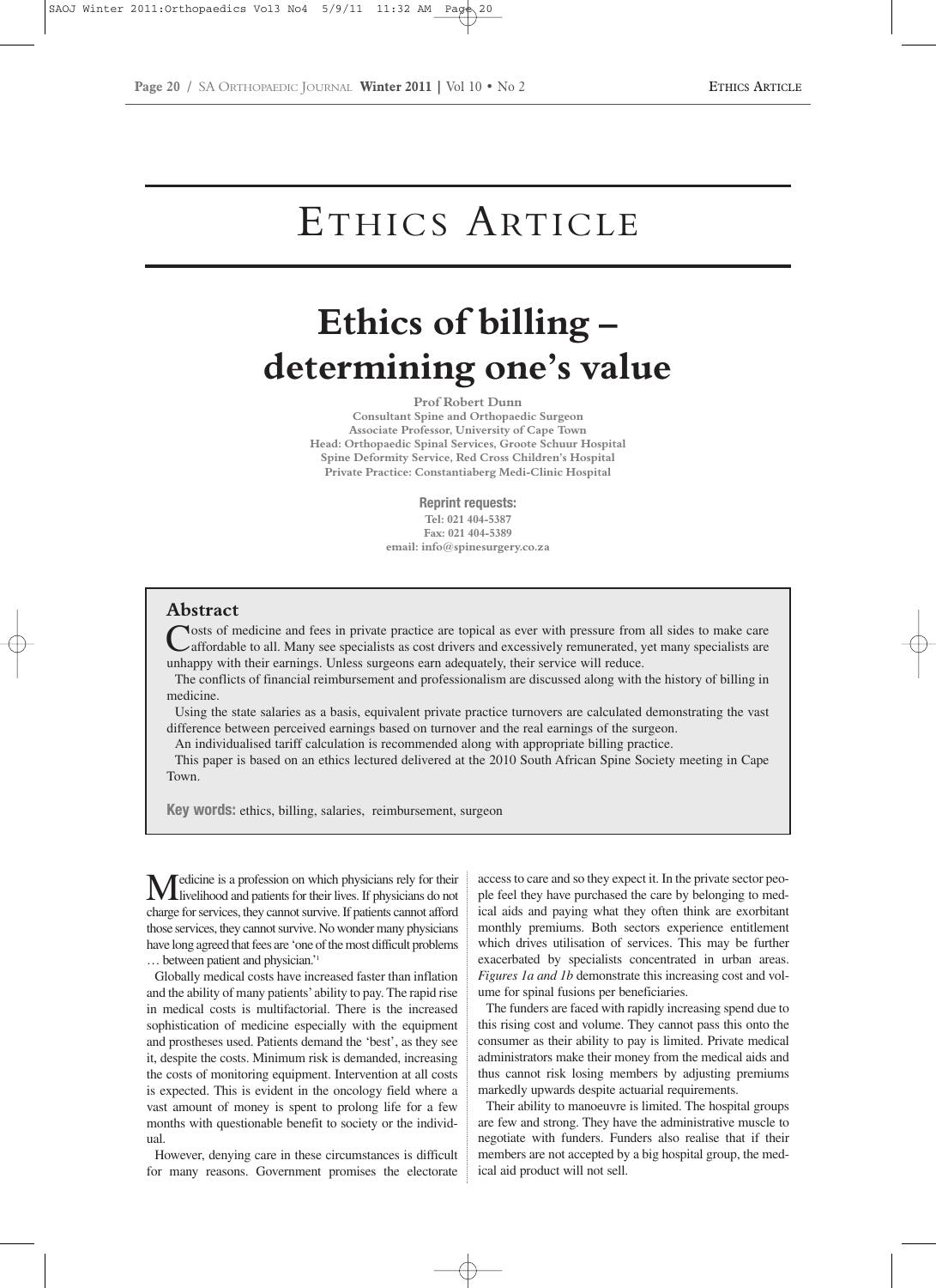# ETHICS ARTICLE

# Ethics of billing – determining one's value

**Prof Robert Dunn**
**Consultant Spine and Orthopaedic Surgeon**
**Associate Professor, University of Cape Town**
**Head: Orthopaedic Spinal Services, Groote Schuur Hospital**
**Spine Deformity Service, Red Cross Children's Hospital**
**Private Practice: Constantiaberg Medi-Clinic Hospital**

**Reprint requests:**
**Tel: 021 404-5387**
**Fax: 021 404-5389**
**email: info@spinesurgery.co.za**

## Abstract

Costs of medicine and fees in private practice are topical as ever with pressure from all sides to make care affordable to all. Many see specialists as cost drivers and excessively remunerated, yet many specialists are unhappy with their earnings. Unless surgeons earn adequately, their service will reduce.

The conflicts of financial reimbursement and professionalism are discussed along with the history of billing in medicine.

Using the state salaries as a basis, equivalent private practice turnovers are calculated demonstrating the vast difference between perceived earnings based on turnover and the real earnings of the surgeon.

An individualised tariff calculation is recommended along with appropriate billing practice.

This paper is based on an ethics lectured delivered at the 2010 South African Spine Society meeting in Cape Town.

**Key words:** ethics, billing, salaries, reimbursement, surgeon

Medicine is a profession on which physicians rely for their livelihood and patients for their lives. If physicians do not charge for services, they cannot survive. If patients cannot afford those services, they cannot survive. No wonder many physicians have long agreed that fees are 'one of the most difficult problems … between patient and physician.'[1]

Globally medical costs have increased faster than inflation and the ability of many patients' ability to pay. The rapid rise in medical costs is multifactorial. There is the increased sophistication of medicine especially with the equipment and prostheses used. Patients demand the 'best', as they see it, despite the costs. Minimum risk is demanded, increasing the costs of monitoring equipment. Intervention at all costs is expected. This is evident in the oncology field where a vast amount of money is spent to prolong life for a few months with questionable benefit to society or the individual.

However, denying care in these circumstances is difficult for many reasons. Government promises the electorate access to care and so they expect it. In the private sector people feel they have purchased the care by belonging to medical aids and paying what they often think are exorbitant monthly premiums. Both sectors experience entitlement which drives utilisation of services. This may be further exacerbated by specialists concentrated in urban areas. *Figures 1a and 1b* demonstrate this increasing cost and volume for spinal fusions per beneficiaries.

The funders are faced with rapidly increasing spend due to this rising cost and volume. They cannot pass this onto the consumer as their ability to pay is limited. Private medical administrators make their money from the medical aids and thus cannot risk losing members by adjusting premiums markedly upwards despite actuarial requirements.

Their ability to manoeuvre is limited. The hospital groups are few and strong. They have the administrative muscle to negotiate with funders. Funders also realise that if their members are not accepted by a big hospital group, the medical aid product will not sell.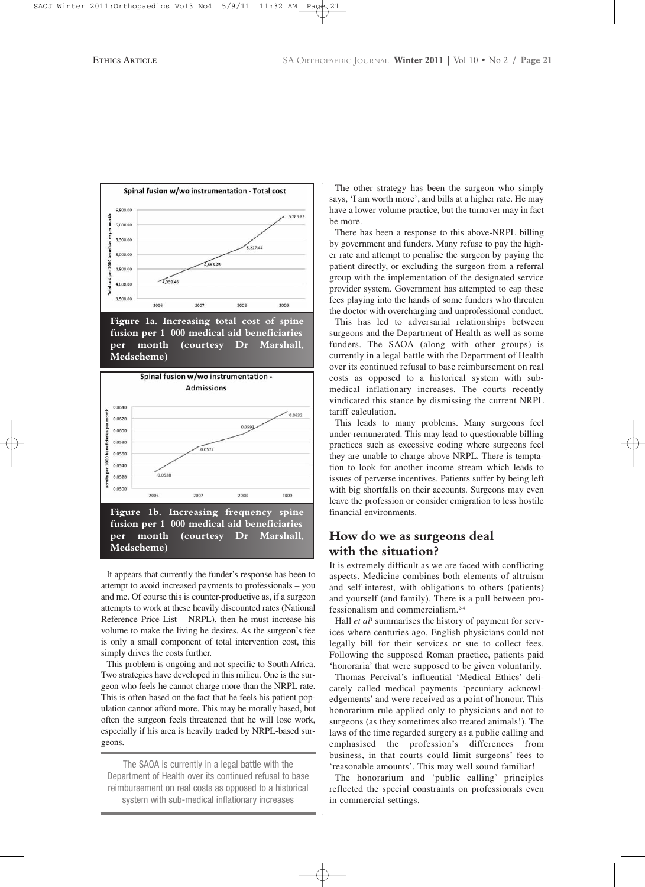Figure 1a. Increasing total cost of spine fusion per 1 000 medical aid beneficiaries per month (courtesy Dr Marshall, Medscheme)

Figure 1b. Increasing frequency spine fusion per 1 000 medical aid beneficiaries per month (courtesy Dr Marshall, Medscheme)

It appears that currently the funder's response has been to attempt to avoid increased payments to professionals – you and me. Of course this is counter-productive as, if a surgeon attempts to work at these heavily discounted rates (National Reference Price List – NRPL), then he must increase his volume to make the living he desires. As the surgeon's fee is only a small component of total intervention cost, this simply drives the costs further.

This problem is ongoing and not specific to South Africa. Two strategies have developed in this milieu. One is the surgeon who feels he cannot charge more than the NRPL rate. This is often based on the fact that he feels his patient population cannot afford more. This may be morally based, but often the surgeon feels threatened that he will lose work, especially if his area is heavily traded by NRPL-based surgeons.

> The SAOA is currently in a legal battle with the Department of Health over its continued refusal to base reimbursement on real costs as opposed to a historical system with sub-medical inflationary increases

The other strategy has been the surgeon who simply says, 'I am worth more', and bills at a higher rate. He may have a lower volume practice, but the turnover may in fact be more.

There has been a response to this above-NRPL billing by government and funders. Many refuse to pay the higher rate and attempt to penalise the surgeon by paying the patient directly, or excluding the surgeon from a referral group with the implementation of the designated service provider system. Government has attempted to cap these fees playing into the hands of some funders who threaten the doctor with overcharging and unprofessional conduct.

This has led to adversarial relationships between surgeons and the Department of Health as well as some funders. The SAOA (along with other groups) is currently in a legal battle with the Department of Health over its continued refusal to base reimbursement on real costs as opposed to a historical system with sub-medical inflationary increases. The courts recently vindicated this stance by dismissing the current NRPL tariff calculation.

This leads to many problems. Many surgeons feel under-remunerated. This may lead to questionable billing practices such as excessive coding where surgeons feel they are unable to charge above NRPL. There is temptation to look for another income stream which leads to issues of perverse incentives. Patients suffer by being left with big shortfalls on their accounts. Surgeons may even leave the profession or consider emigration to less hostile financial environments.

## How do we as surgeons deal with the situation?

It is extremely difficult as we are faced with conflicting aspects. Medicine combines both elements of altruism and self-interest, with obligations to others (patients) and yourself (and family). There is a pull between professionalism and commercialism.[2-4]

Hall *et al*[1] summarises the history of payment for services where centuries ago, English physicians could not legally bill for their services or sue to collect fees. Following the supposed Roman practice, patients paid 'honoraria' that were supposed to be given voluntarily.

Thomas Percival's influential 'Medical Ethics' delicately called medical payments 'pecuniary acknowledgements' and were received as a point of honour. This honorarium rule applied only to physicians and not to surgeons (as they sometimes also treated animals!). The laws of the time regarded surgery as a public calling and emphasised the profession's differences from business, in that courts could limit surgeons' fees to 'reasonable amounts'. This may well sound familiar!

The honorarium and 'public calling' principles reflected the special constraints on professionals even in commercial settings.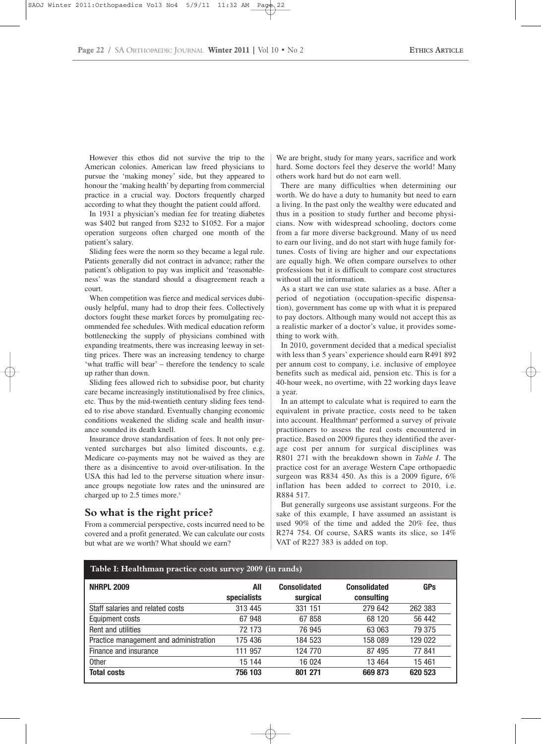However this ethos did not survive the trip to the American colonies. American law freed physicians to pursue the 'making money' side, but they appeared to honour the 'making health' by departing from commercial practice in a crucial way. Doctors frequently charged according to what they thought the patient could afford.

In 1931 a physician's median fee for treating diabetes was $402 but ranged from $232 to $1052. For a major operation surgeons often charged one month of the patient's salary.

Sliding fees were the norm so they became a legal rule. Patients generally did not contract in advance; rather the patient's obligation to pay was implicit and 'reasonableness' was the standard should a disagreement reach a court.

When competition was fierce and medical services dubiously helpful, many had to drop their fees. Collectively doctors fought these market forces by promulgating recommended fee schedules. With medical education reform bottlenecking the supply of physicians combined with expanding treatments, there was increasing leeway in setting prices. There was an increasing tendency to charge 'what traffic will bear' – therefore the tendency to scale up rather than down.

Sliding fees allowed rich to subsidise poor, but charity care became increasingly institutionalised by free clinics, etc. Thus by the mid-twentieth century sliding fees tended to rise above standard. Eventually changing economic conditions weakened the sliding scale and health insurance sounded its death knell.

Insurance drove standardisation of fees. It not only prevented surcharges but also limited discounts, e.g. Medicare co-payments may not be waived as they are there as a disincentive to avoid over-utilisation. In the USA this had led to the perverse situation where insurance groups negotiate low rates and the uninsured are charged up to 2.5 times more.[5]

## So what is the right price?

From a commercial perspective, costs incurred need to be covered and a profit generated. We can calculate our costs but what are we worth? What should we earn?

We are bright, study for many years, sacrifice and work hard. Some doctors feel they deserve the world! Many others work hard but do not earn well.

There are many difficulties when determining our worth. We do have a duty to humanity but need to earn a living. In the past only the wealthy were educated and thus in a position to study further and become physicians. Now with widespread schooling, doctors come from a far more diverse background. Many of us need to earn our living, and do not start with huge family fortunes. Costs of living are higher and our expectations are equally high. We often compare ourselves to other professions but it is difficult to compare cost structures without all the information.

As a start we can use state salaries as a base. After a period of negotiation (occupation-specific dispensation), government has come up with what it is prepared to pay doctors. Although many would not accept this as a realistic marker of a doctor's value, it provides something to work with.

In 2010, government decided that a medical specialist with less than 5 years' experience should earn R491 892 per annum cost to company, i.e. inclusive of employee benefits such as medical aid, pension etc. This is for a 40-hour week, no overtime, with 22 working days leave a year.

In an attempt to calculate what is required to earn the equivalent in private practice, costs need to be taken into account. Healthman[6] performed a survey of private practitioners to assess the real costs encountered in practice. Based on 2009 figures they identified the average cost per annum for surgical disciplines was R801 271 with the breakdown shown in *Table I*. The practice cost for an average Western Cape orthopaedic surgeon was R834 450. As this is a 2009 figure, 6% inflation has been added to correct to 2010, i.e. R884 517.

But generally surgeons use assistant surgeons. For the sake of this example, I have assumed an assistant is used 90% of the time and added the 20% fee, thus R274 754. Of course, SARS wants its slice, so 14% VAT of R227 383 is added on top.

**Table I: Healthman practice costs survey 2009 (in rands)**

| NHRPL 2009 | All specialists | Consolidated surgical | Consolidated consulting | GPs |
|---|---|---|---|---|
| Staff salaries and related costs | 313 445 | 331 151 | 279 642 | 262 383 |
| Equipment costs | 67 948 | 67 858 | 68 120 | 56 442 |
| Rent and utilities | 72 173 | 76 945 | 63 063 | 79 375 |
| Practice management and administration | 175 436 | 184 523 | 158 089 | 129 022 |
| Finance and insurance | 111 957 | 124 770 | 87 495 | 77 841 |
| Other | 15 144 | 16 024 | 13 464 | 15 461 |
| **Total costs** | **756 103** | **801 271** | **669 873** | **620 523** |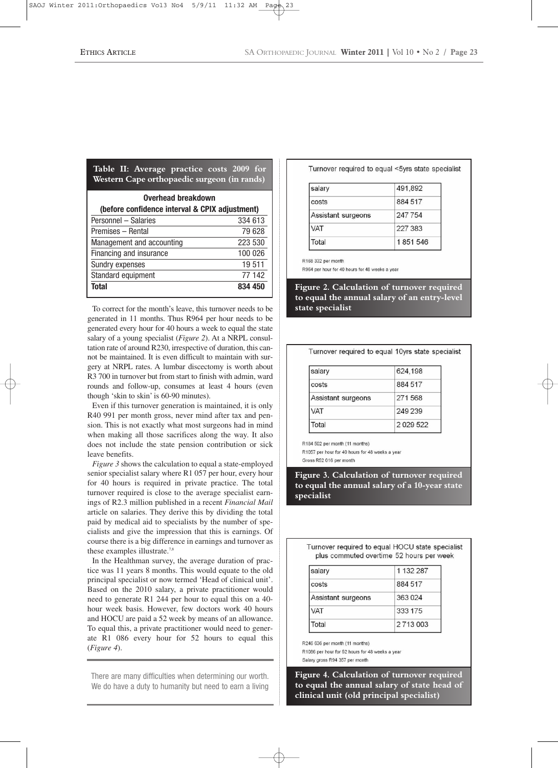**Table II: Average practice costs 2009 for Western Cape orthopaedic surgeon (in rands)**

| Overhead breakdown (before confidence interval & CPIX adjustment) | |
|---|---|
| Personnel – Salaries | 334 613 |
| Premises – Rental | 79 628 |
| Management and accounting | 223 530 |
| Financing and insurance | 100 026 |
| Sundry expenses | 19 511 |
| Standard equipment | 77 142 |
| **Total** | **834 450** |

To correct for the month's leave, this turnover needs to be generated in 11 months. Thus R964 per hour needs to be generated every hour for 40 hours a week to equal the state salary of a young specialist (*Figure 2*). At a NRPL consultation rate of around R230, irrespective of duration, this cannot be maintained. It is even difficult to maintain with surgery at NRPL rates. A lumbar discectomy is worth about R3 700 in turnover but from start to finish with admin, ward rounds and follow-up, consumes at least 4 hours (even though 'skin to skin' is 60-90 minutes).

Even if this turnover generation is maintained, it is only R40 991 per month gross, never mind after tax and pension. This is not exactly what most surgeons had in mind when making all those sacrifices along the way. It also does not include the state pension contribution or sick leave benefits.

*Figure 3* shows the calculation to equal a state-employed senior specialist salary where R1 057 per hour, every hour for 40 hours is required in private practice. The total turnover required is close to the average specialist earnings of R2.3 million published in a recent *Financial Mail* article on salaries. They derive this by dividing the total paid by medical aid to specialists by the number of specialists and give the impression that this is earnings. Of course there is a big difference in earnings and turnover as these examples illustrate.[7,8]

In the Healthman survey, the average duration of practice was 11 years 8 months. This would equate to the old principal specialist or now termed 'Head of clinical unit'. Based on the 2010 salary, a private practitioner would need to generate R1 244 per hour to equal this on a 40-hour week basis. However, few doctors work 40 hours and HOCU are paid a 52 week by means of an allowance. To equal this, a private practitioner would need to generate R1 086 every hour for 52 hours to equal this (*Figure 4*).

> There are many difficulties when determining our worth. We do have a duty to humanity but need to earn a living

Turnover required to equal <5yrs state specialist

| | |
|---|---|
| salary | 491,892 |
| costs | 884 517 |
| Assistant surgeons | 247 754 |
| VAT | 227 383 |
| Total | 1 851 546 |

R168 332 per month

R964 per hour for 40 hours for 48 weeks a year

**Figure 2. Calculation of turnover required to equal the annual salary of an entry-level state specialist**

Turnover required to equal 10yrs state specialist

| | |
|---|---|
| salary | 624,198 |
| costs | 884 517 |
| Assistant surgeons | 271 568 |
| VAT | 249 239 |
| Total | 2 029 522 |

R184 502 per month (11 months)

R1057 per hour for 40 hours for 48 weeks a year

Gross R52 016 per month

**Figure 3. Calculation of turnover required to equal the annual salary of a 10-year state specialist**

Turnover required to equal HOCU state specialist plus commuted overtime 52 hours per week

| | |
|---|---|
| salary | 1 132 287 |
| costs | 884 517 |
| Assistant surgeons | 363 024 |
| VAT | 333 175 |
| Total | 2 713 003 |

R246 636 per month (11 months)

R1086 per hour for 52 hours for 48 weeks a year

Salary gross R94 357 per month

**Figure 4. Calculation of turnover required to equal the annual salary of state head of clinical unit (old principal specialist)**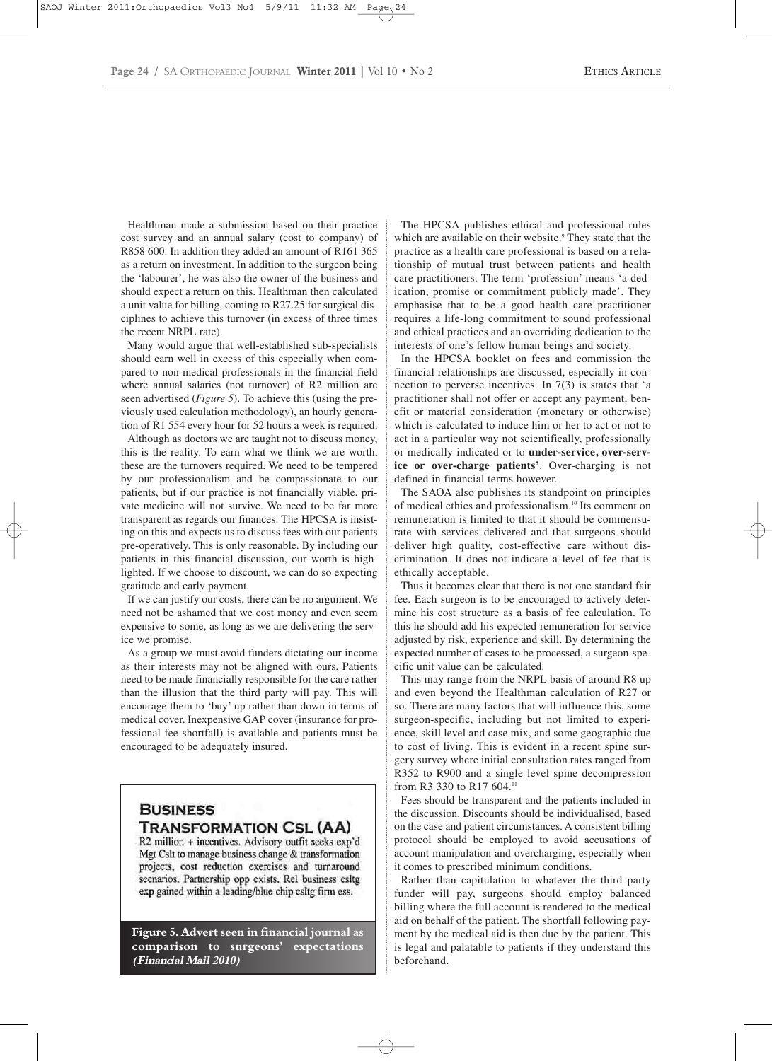Healthman made a submission based on their practice cost survey and an annual salary (cost to company) of R858 600. In addition they added an amount of R161 365 as a return on investment. In addition to the surgeon being the 'labourer', he was also the owner of the business and should expect a return on this. Healthman then calculated a unit value for billing, coming to R27.25 for surgical disciplines to achieve this turnover (in excess of three times the recent NRPL rate).

Many would argue that well-established sub-specialists should earn well in excess of this especially when compared to non-medical professionals in the financial field where annual salaries (not turnover) of R2 million are seen advertised (*Figure 5*). To achieve this (using the previously used calculation methodology), an hourly generation of R1 554 every hour for 52 hours a week is required.

Although as doctors we are taught not to discuss money, this is the reality. To earn what we think we are worth, these are the turnovers required. We need to be tempered by our professionalism and be compassionate to our patients, but if our practice is not financially viable, private medicine will not survive. We need to be far more transparent as regards our finances. The HPCSA is insisting on this and expects us to discuss fees with our patients pre-operatively. This is only reasonable. By including our patients in this financial discussion, our worth is highlighted. If we choose to discount, we can do so expecting gratitude and early payment.

If we can justify our costs, there can be no argument. We need not be ashamed that we cost money and even seem expensive to some, as long as we are delivering the service we promise.

As a group we must avoid funders dictating our income as their interests may not be aligned with ours. Patients need to be made financially responsible for the care rather than the illusion that the third party will pay. This will encourage them to 'buy' up rather than down in terms of medical cover. Inexpensive GAP cover (insurance for professional fee shortfall) is available and patients must be encouraged to be adequately insured.

**BUSINESS TRANSFORMATION CSL (AA)**
R2 million + incentives. Advisory outfit seeks exp'd Mgt Cslt to manage business change & transformation projects, cost reduction exercises and turnaround scenarios. Partnership opp exists. Rel business csltg exp gained within a leading/blue chip csltg firm ess.

**Figure 5. Advert seen in financial journal as comparison to surgeons' expectations *(Financial Mail 2010)***

The HPCSA publishes ethical and professional rules which are available on their website.[9] They state that the practice as a health care professional is based on a relationship of mutual trust between patients and health care practitioners. The term 'profession' means 'a dedication, promise or commitment publicly made'. They emphasise that to be a good health care practitioner requires a life-long commitment to sound professional and ethical practices and an overriding dedication to the interests of one's fellow human beings and society.

In the HPCSA booklet on fees and commission the financial relationships are discussed, especially in connection to perverse incentives. In 7(3) is states that 'a practitioner shall not offer or accept any payment, benefit or material consideration (monetary or otherwise) which is calculated to induce him or her to act or not to act in a particular way not scientifically, professionally or medically indicated or to **under-service, over-service or over-charge patients'**. Over-charging is not defined in financial terms however.

The SAOA also publishes its standpoint on principles of medical ethics and professionalism.[10] Its comment on remuneration is limited to that it should be commensurate with services delivered and that surgeons should deliver high quality, cost-effective care without discrimination. It does not indicate a level of fee that is ethically acceptable.

Thus it becomes clear that there is not one standard fair fee. Each surgeon is to be encouraged to actively determine his cost structure as a basis of fee calculation. To this he should add his expected remuneration for service adjusted by risk, experience and skill. By determining the expected number of cases to be processed, a surgeon-specific unit value can be calculated.

This may range from the NRPL basis of around R8 up and even beyond the Healthman calculation of R27 or so. There are many factors that will influence this, some surgeon-specific, including but not limited to experience, skill level and case mix, and some geographic due to cost of living. This is evident in a recent spine surgery survey where initial consultation rates ranged from R352 to R900 and a single level spine decompression from R3 330 to R17 604.[11]

Fees should be transparent and the patients included in the discussion. Discounts should be individualised, based on the case and patient circumstances. A consistent billing protocol should be employed to avoid accusations of account manipulation and overcharging, especially when it comes to prescribed minimum conditions.

Rather than capitulation to whatever the third party funder will pay, surgeons should employ balanced billing where the full account is rendered to the medical aid on behalf of the patient. The shortfall following payment by the medical aid is then due by the patient. This is legal and palatable to patients if they understand this beforehand.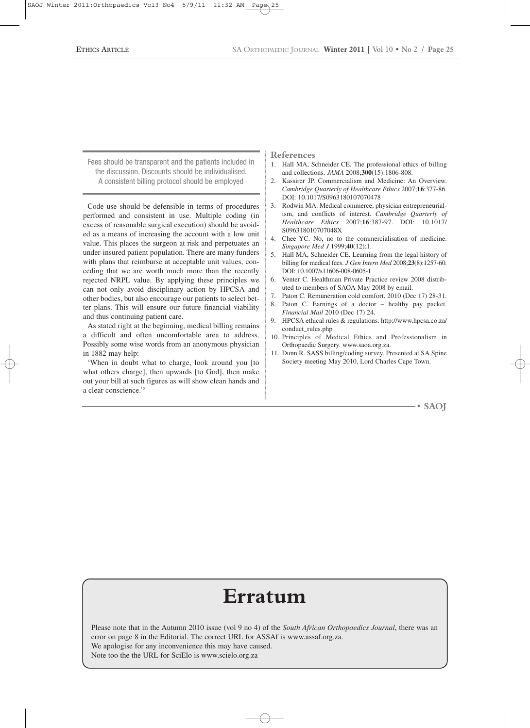Fees should be transparent and the patients included in the discussion. Discounts should be individualised. A consistent billing protocol should be employed

Code use should be defensible in terms of procedures performed and consistent in use. Multiple coding (in excess of reasonable surgical execution) should be avoided as a means of increasing the account with a low unit value. This places the surgeon at risk and perpetuates an under-insured patient population. There are many funders with plans that reimburse at acceptable unit values, conceding that we are worth much more than the recently rejected NRPL value. By applying these principles we can not only avoid disciplinary action by HPCSA and other bodies, but also encourage our patients to select better plans. This will ensure our future financial viability and thus continuing patient care.

As stated right at the beginning, medical billing remains a difficult and often uncomfortable area to address. Possibly some wise words from an anonymous physician in 1882 may help:

'When in doubt what to charge, look around you [to what others charge], then upwards [to God], then make out your bill at such figures as will show clean hands and a clear conscience.'[5]

## References

1. Hall MA, Schneider CE. The professional ethics of billing and collections. *JAMA* 2008;**300**(15):1806-808.
2. Kassirer JP. Commercialism and Medicine: An Overview. *Cambridge Quarterly of Healthcare Ethics* 2007;**16**:377-86. DOI: 10.1017/S0963180107070478
3. Rodwin MA. Medical commerce, physician entrepreneurialism, and conflicts of interest. *Cambridge Quarterly of Healthcare Ethics* 2007;**16**:387-97. DOI: 10.1017/S096318010707048X
4. Chee YC. No, no to the commercialisation of medicine. *Singapore Med J* 1999;**40**(12):1.
5. Hall MA, Schneider CE. Learning from the legal history of billing for medical fees. *J Gen Intern Med* 2008;**23**(8):1257-60. DOI: 10.1007/s11606-008-0605-1
6. Venter C. Healthman Private Practice review 2008 distributed to members of SAOA May 2008 by email.
7. Paton C. Remuneration cold comfort. 2010 (Dec 17) 28-31.
8. Paton C. Earnings of a doctor – healthy pay packet. *Financial Mail* 2010 (Dec 17) 24.
9. HPCSA ethical rules & regulations. http://www.hpcsa.co.za/conduct_rules.php
10. Principles of Medical Ethics and Professionalism in Orthopaedic Surgery. www.saoa.org.za.
11. Dunn R. SASS billing/coding survey. Presented at SA Spine Society meeting May 2010, Lord Charles Cape Town.

• SAOJ

# Erratum

Please note that in the Autumn 2010 issue (vol 9 no 4) of the *South African Orthopaedics Journal*, there was an error on page 8 in the Editorial. The correct URL for ASSAf is www.assaf.org.za.
We apologise for any inconvenience this may have caused.
Note too the the URL for SciElo is www.scielo.org.za